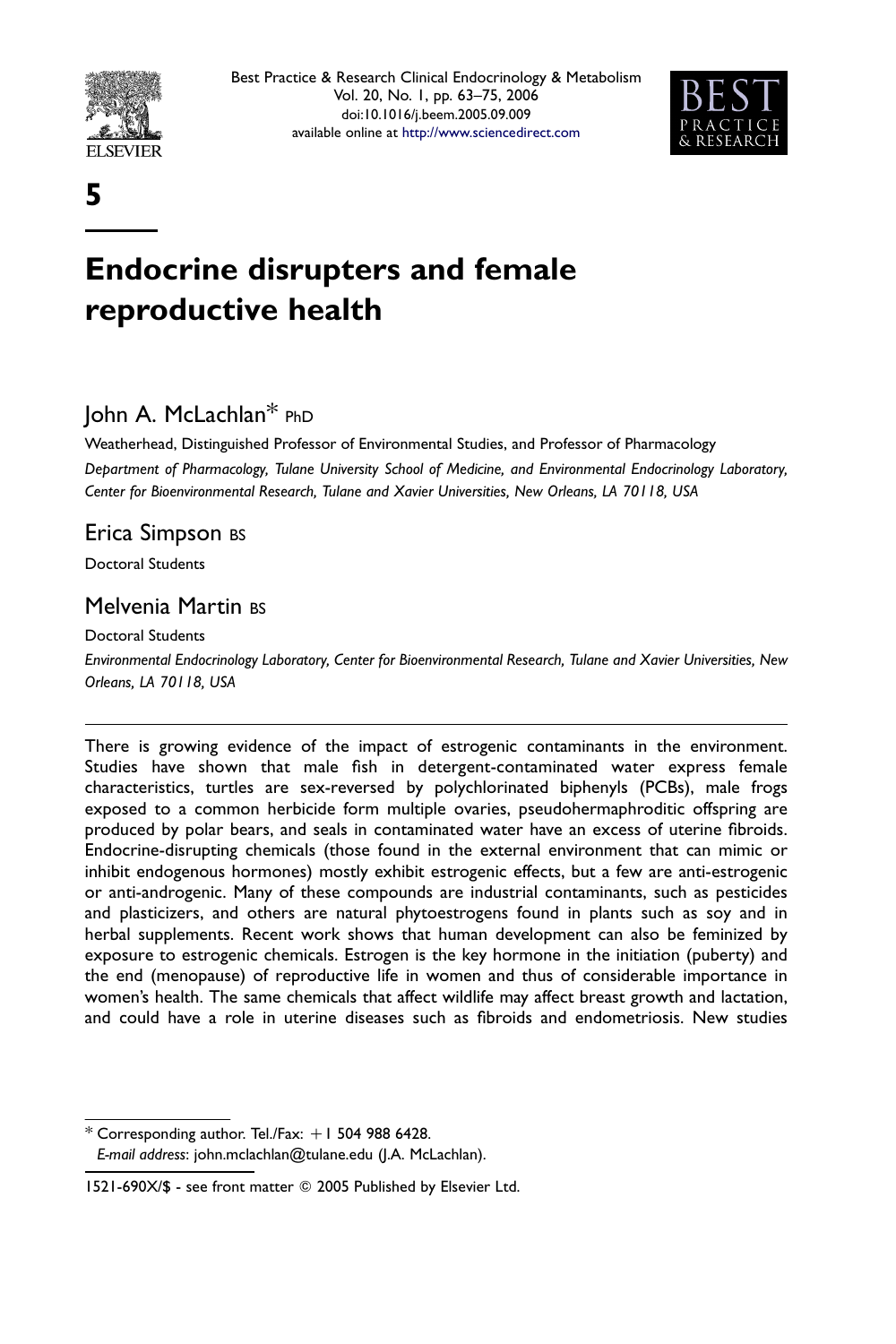5

# Endocrine disrupters and female reproductive health

## John A. McLachlan* PhD

Weatherhead, Distinguished Professor of Environmental Studies, and Professor of Pharmacology

*Department of Pharmacology, Tulane University School of Medicine, and Environmental Endocrinology Laboratory, Center for Bioenvironmental Research, Tulane and Xavier Universities, New Orleans, LA 70118, USA*

## Erica Simpson BS

Doctoral Students

## Melvenia Martin BS

Doctoral Students

*Environmental Endocrinology Laboratory, Center for Bioenvironmental Research, Tulane and Xavier Universities, New Orleans, LA 70118, USA*

---

There is growing evidence of the impact of estrogenic contaminants in the environment. Studies have shown that male fish in detergent-contaminated water express female characteristics, turtles are sex-reversed by polychlorinated biphenyls (PCBs), male frogs exposed to a common herbicide form multiple ovaries, pseudohermaphroditic offspring are produced by polar bears, and seals in contaminated water have an excess of uterine fibroids. Endocrine-disrupting chemicals (those found in the external environment that can mimic or inhibit endogenous hormones) mostly exhibit estrogenic effects, but a few are anti-estrogenic or anti-androgenic. Many of these compounds are industrial contaminants, such as pesticides and plasticizers, and others are natural phytoestrogens found in plants such as soy and in herbal supplements. Recent work shows that human development can also be feminized by exposure to estrogenic chemicals. Estrogen is the key hormone in the initiation (puberty) and the end (menopause) of reproductive life in women and thus of considerable importance in women's health. The same chemicals that affect wildlife may affect breast growth and lactation, and could have a role in uterine diseases such as fibroids and endometriosis. New studies

---

\* Corresponding author. Tel./Fax: +1 504 988 6428.
*E-mail address*: john.mclachlan@tulane.edu (J.A. McLachlan).

1521-690X/$ - see front matter © 2005 Published by Elsevier Ltd.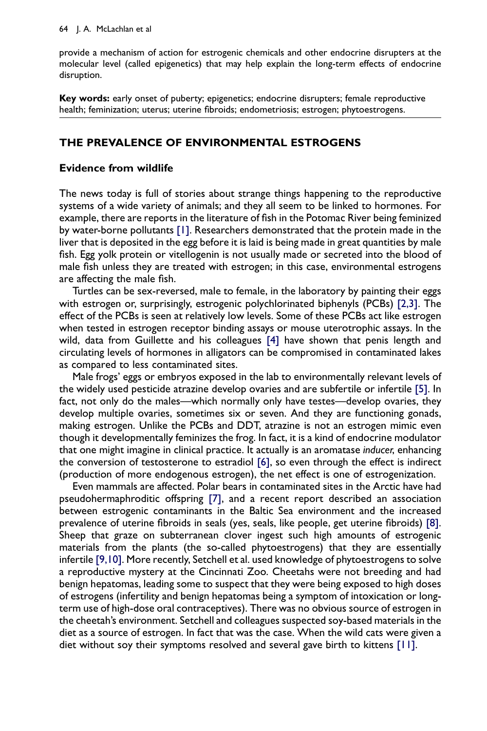provide a mechanism of action for estrogenic chemicals and other endocrine disrupters at the molecular level (called epigenetics) that may help explain the long-term effects of endocrine disruption.

**Key words:** early onset of puberty; epigenetics; endocrine disrupters; female reproductive health; feminization; uterus; uterine fibroids; endometriosis; estrogen; phytoestrogens.

## THE PREVALENCE OF ENVIRONMENTAL ESTROGENS

### Evidence from wildlife

The news today is full of stories about strange things happening to the reproductive systems of a wide variety of animals; and they all seem to be linked to hormones. For example, there are reports in the literature of fish in the Potomac River being feminized by water-borne pollutants [1]. Researchers demonstrated that the protein made in the liver that is deposited in the egg before it is laid is being made in great quantities by male fish. Egg yolk protein or vitellogenin is not usually made or secreted into the blood of male fish unless they are treated with estrogen; in this case, environmental estrogens are affecting the male fish.

Turtles can be sex-reversed, male to female, in the laboratory by painting their eggs with estrogen or, surprisingly, estrogenic polychlorinated biphenyls (PCBs) [2,3]. The effect of the PCBs is seen at relatively low levels. Some of these PCBs act like estrogen when tested in estrogen receptor binding assays or mouse uterotrophic assays. In the wild, data from Guillette and his colleagues [4] have shown that penis length and circulating levels of hormones in alligators can be compromised in contaminated lakes as compared to less contaminated sites.

Male frogs' eggs or embryos exposed in the lab to environmentally relevant levels of the widely used pesticide atrazine develop ovaries and are subfertile or infertile [5]. In fact, not only do the males—which normally only have testes—develop ovaries, they develop multiple ovaries, sometimes six or seven. And they are functioning gonads, making estrogen. Unlike the PCBs and DDT, atrazine is not an estrogen mimic even though it developmentally feminizes the frog. In fact, it is a kind of endocrine modulator that one might imagine in clinical practice. It actually is an aromatase *inducer*, enhancing the conversion of testosterone to estradiol [6], so even through the effect is indirect (production of more endogenous estrogen), the net effect is one of estrogenization.

Even mammals are affected. Polar bears in contaminated sites in the Arctic have had pseudohermaphroditic offspring [7], and a recent report described an association between estrogenic contaminants in the Baltic Sea environment and the increased prevalence of uterine fibroids in seals (yes, seals, like people, get uterine fibroids) [8]. Sheep that graze on subterranean clover ingest such high amounts of estrogenic materials from the plants (the so-called phytoestrogens) that they are essentially infertile [9,10]. More recently, Setchell et al. used knowledge of phytoestrogens to solve a reproductive mystery at the Cincinnati Zoo. Cheetahs were not breeding and had benign hepatomas, leading some to suspect that they were being exposed to high doses of estrogens (infertility and benign hepatomas being a symptom of intoxication or long-term use of high-dose oral contraceptives). There was no obvious source of estrogen in the cheetah's environment. Setchell and colleagues suspected soy-based materials in the diet as a source of estrogen. In fact that was the case. When the wild cats were given a diet without soy their symptoms resolved and several gave birth to kittens [11].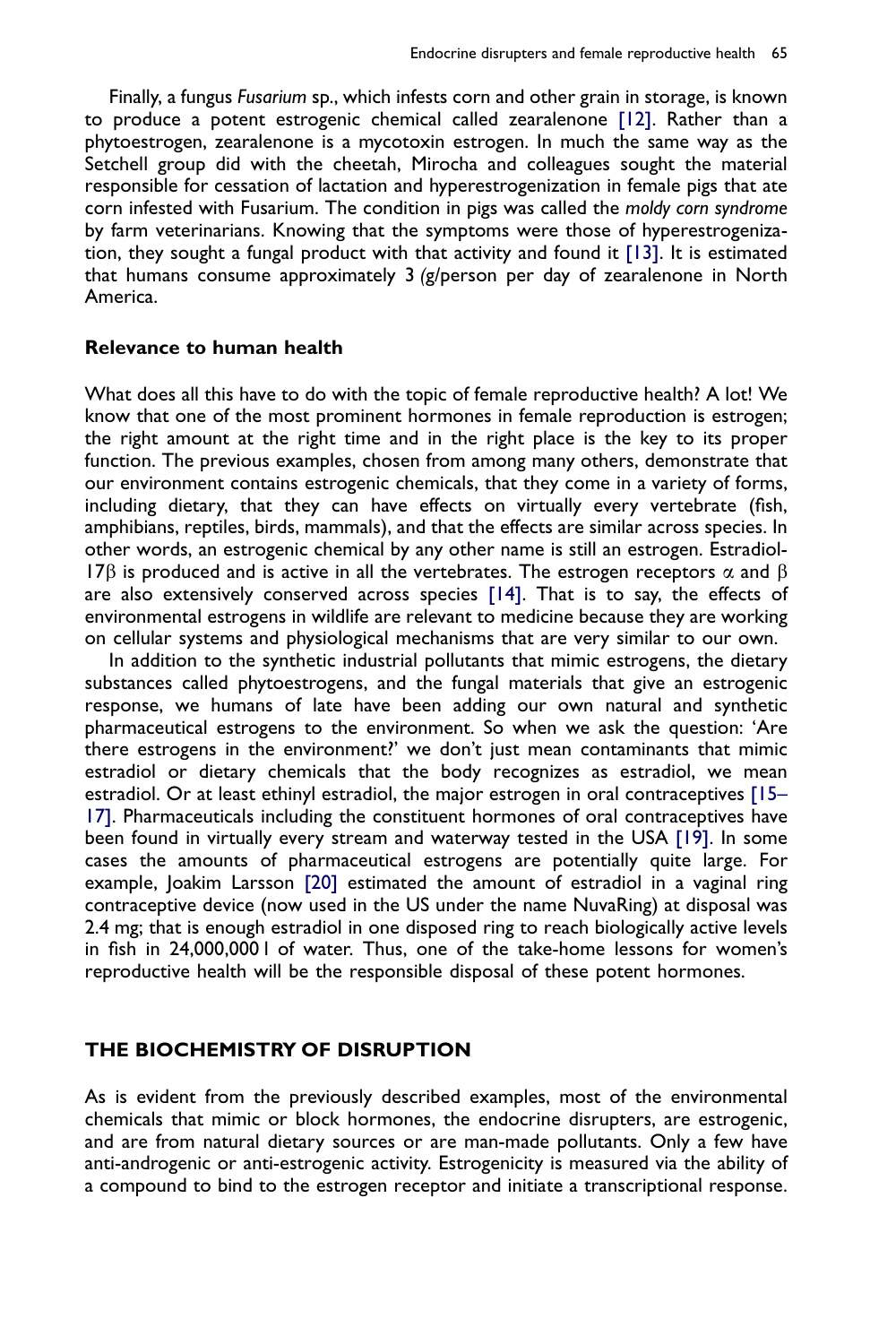Finally, a fungus *Fusarium* sp., which infests corn and other grain in storage, is known to produce a potent estrogenic chemical called zearalenone [12]. Rather than a phytoestrogen, zearalenone is a mycotoxin estrogen. In much the same way as the Setchell group did with the cheetah, Mirocha and colleagues sought the material responsible for cessation of lactation and hyperestrogenization in female pigs that ate corn infested with Fusarium. The condition in pigs was called the *moldy corn syndrome* by farm veterinarians. Knowing that the symptoms were those of hyperestrogenization, they sought a fungal product with that activity and found it [13]. It is estimated that humans consume approximately 3 *(*g/person per day of zearalenone in North America.

### Relevance to human health

What does all this have to do with the topic of female reproductive health? A lot! We know that one of the most prominent hormones in female reproduction is estrogen; the right amount at the right time and in the right place is the key to its proper function. The previous examples, chosen from among many others, demonstrate that our environment contains estrogenic chemicals, that they come in a variety of forms, including dietary, that they can have effects on virtually every vertebrate (fish, amphibians, reptiles, birds, mammals), and that the effects are similar across species. In other words, an estrogenic chemical by any other name is still an estrogen. Estradiol-17$\beta$ is produced and is active in all the vertebrates. The estrogen receptors $\alpha$ and $\beta$ are also extensively conserved across species [14]. That is to say, the effects of environmental estrogens in wildlife are relevant to medicine because they are working on cellular systems and physiological mechanisms that are very similar to our own.

In addition to the synthetic industrial pollutants that mimic estrogens, the dietary substances called phytoestrogens, and the fungal materials that give an estrogenic response, we humans of late have been adding our own natural and synthetic pharmaceutical estrogens to the environment. So when we ask the question: 'Are there estrogens in the environment?' we don't just mean contaminants that mimic estradiol or dietary chemicals that the body recognizes as estradiol, we mean estradiol. Or at least ethinyl estradiol, the major estrogen in oral contraceptives [15–17]. Pharmaceuticals including the constituent hormones of oral contraceptives have been found in virtually every stream and waterway tested in the USA [19]. In some cases the amounts of pharmaceutical estrogens are potentially quite large. For example, Joakim Larsson [20] estimated the amount of estradiol in a vaginal ring contraceptive device (now used in the US under the name NuvaRing) at disposal was 2.4 mg; that is enough estradiol in one disposed ring to reach biologically active levels in fish in 24,000,000 l of water. Thus, one of the take-home lessons for women's reproductive health will be the responsible disposal of these potent hormones.

## THE BIOCHEMISTRY OF DISRUPTION

As is evident from the previously described examples, most of the environmental chemicals that mimic or block hormones, the endocrine disrupters, are estrogenic, and are from natural dietary sources or are man-made pollutants. Only a few have anti-androgenic or anti-estrogenic activity. Estrogenicity is measured via the ability of a compound to bind to the estrogen receptor and initiate a transcriptional response.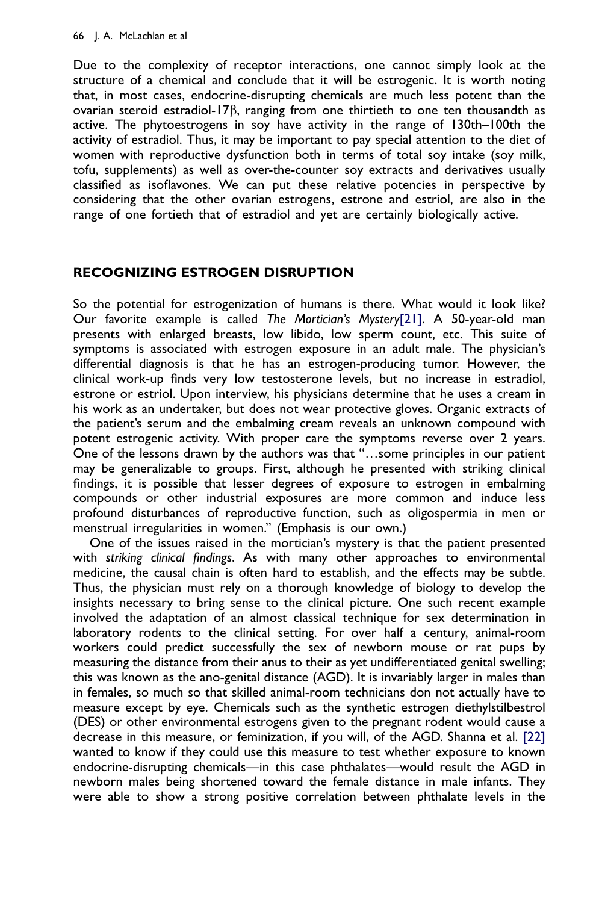Due to the complexity of receptor interactions, one cannot simply look at the structure of a chemical and conclude that it will be estrogenic. It is worth noting that, in most cases, endocrine-disrupting chemicals are much less potent than the ovarian steroid estradiol-17β, ranging from one thirtieth to one ten thousandth as active. The phytoestrogens in soy have activity in the range of 130th–100th the activity of estradiol. Thus, it may be important to pay special attention to the diet of women with reproductive dysfunction both in terms of total soy intake (soy milk, tofu, supplements) as well as over-the-counter soy extracts and derivatives usually classified as isoflavones. We can put these relative potencies in perspective by considering that the other ovarian estrogens, estrone and estriol, are also in the range of one fortieth that of estradiol and yet are certainly biologically active.

## RECOGNIZING ESTROGEN DISRUPTION

So the potential for estrogenization of humans is there. What would it look like? Our favorite example is called *The Mortician's Mystery*[21]. A 50-year-old man presents with enlarged breasts, low libido, low sperm count, etc. This suite of symptoms is associated with estrogen exposure in an adult male. The physician's differential diagnosis is that he has an estrogen-producing tumor. However, the clinical work-up finds very low testosterone levels, but no increase in estradiol, estrone or estriol. Upon interview, his physicians determine that he uses a cream in his work as an undertaker, but does not wear protective gloves. Organic extracts of the patient's serum and the embalming cream reveals an unknown compound with potent estrogenic activity. With proper care the symptoms reverse over 2 years. One of the lessons drawn by the authors was that "…some principles in our patient may be generalizable to groups. First, although he presented with striking clinical findings, it is possible that lesser degrees of exposure to estrogen in embalming compounds or other industrial exposures are more common and induce less profound disturbances of reproductive function, such as oligospermia in men or menstrual irregularities in women." (Emphasis is our own.)

One of the issues raised in the mortician's mystery is that the patient presented with *striking clinical findings*. As with many other approaches to environmental medicine, the causal chain is often hard to establish, and the effects may be subtle. Thus, the physician must rely on a thorough knowledge of biology to develop the insights necessary to bring sense to the clinical picture. One such recent example involved the adaptation of an almost classical technique for sex determination in laboratory rodents to the clinical setting. For over half a century, animal-room workers could predict successfully the sex of newborn mouse or rat pups by measuring the distance from their anus to their as yet undifferentiated genital swelling; this was known as the ano-genital distance (AGD). It is invariably larger in males than in females, so much so that skilled animal-room technicians don not actually have to measure except by eye. Chemicals such as the synthetic estrogen diethylstilbestrol (DES) or other environmental estrogens given to the pregnant rodent would cause a decrease in this measure, or feminization, if you will, of the AGD. Shanna et al. [22] wanted to know if they could use this measure to test whether exposure to known endocrine-disrupting chemicals—in this case phthalates—would result the AGD in newborn males being shortened toward the female distance in male infants. They were able to show a strong positive correlation between phthalate levels in the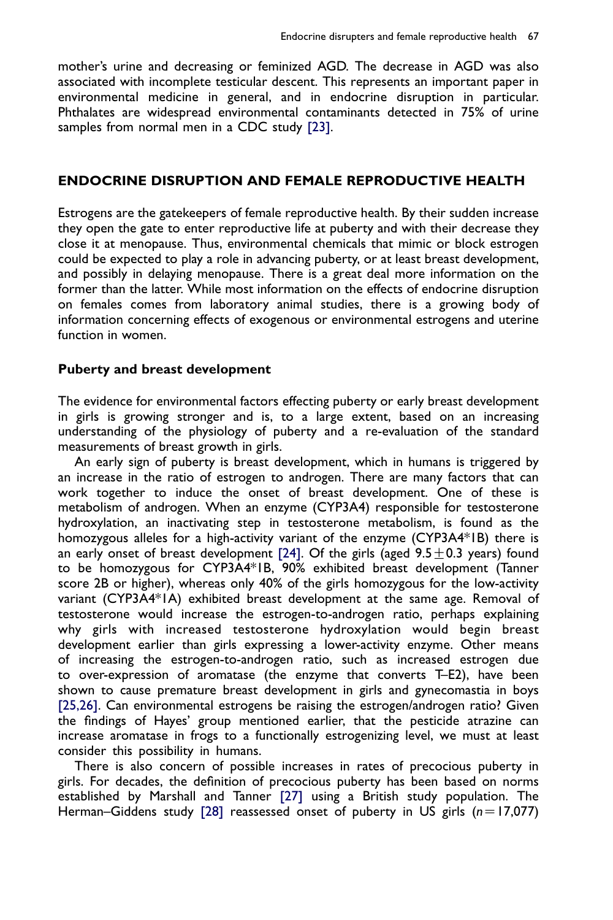mother's urine and decreasing or feminized AGD. The decrease in AGD was also associated with incomplete testicular descent. This represents an important paper in environmental medicine in general, and in endocrine disruption in particular. Phthalates are widespread environmental contaminants detected in 75% of urine samples from normal men in a CDC study [23].

## ENDOCRINE DISRUPTION AND FEMALE REPRODUCTIVE HEALTH

Estrogens are the gatekeepers of female reproductive health. By their sudden increase they open the gate to enter reproductive life at puberty and with their decrease they close it at menopause. Thus, environmental chemicals that mimic or block estrogen could be expected to play a role in advancing puberty, or at least breast development, and possibly in delaying menopause. There is a great deal more information on the former than the latter. While most information on the effects of endocrine disruption on females comes from laboratory animal studies, there is a growing body of information concerning effects of exogenous or environmental estrogens and uterine function in women.

### Puberty and breast development

The evidence for environmental factors effecting puberty or early breast development in girls is growing stronger and is, to a large extent, based on an increasing understanding of the physiology of puberty and a re-evaluation of the standard measurements of breast growth in girls.

An early sign of puberty is breast development, which in humans is triggered by an increase in the ratio of estrogen to androgen. There are many factors that can work together to induce the onset of breast development. One of these is metabolism of androgen. When an enzyme (CYP3A4) responsible for testosterone hydroxylation, an inactivating step in testosterone metabolism, is found as the homozygous alleles for a high-activity variant of the enzyme (CYP3A4*1B) there is an early onset of breast development [24]. Of the girls (aged $9.5 \pm 0.3$ years) found to be homozygous for CYP3A4*1B, 90% exhibited breast development (Tanner score 2B or higher), whereas only 40% of the girls homozygous for the low-activity variant (CYP3A4*1A) exhibited breast development at the same age. Removal of testosterone would increase the estrogen-to-androgen ratio, perhaps explaining why girls with increased testosterone hydroxylation would begin breast development earlier than girls expressing a lower-activity enzyme. Other means of increasing the estrogen-to-androgen ratio, such as increased estrogen due to over-expression of aromatase (the enzyme that converts T–E2), have been shown to cause premature breast development in girls and gynecomastia in boys [25,26]. Can environmental estrogens be raising the estrogen/androgen ratio? Given the findings of Hayes' group mentioned earlier, that the pesticide atrazine can increase aromatase in frogs to a functionally estrogenizing level, we must at least consider this possibility in humans.

There is also concern of possible increases in rates of precocious puberty in girls. For decades, the definition of precocious puberty has been based on norms established by Marshall and Tanner [27] using a British study population. The Herman–Giddens study [28] reassessed onset of puberty in US girls ($n = 17{,}077$)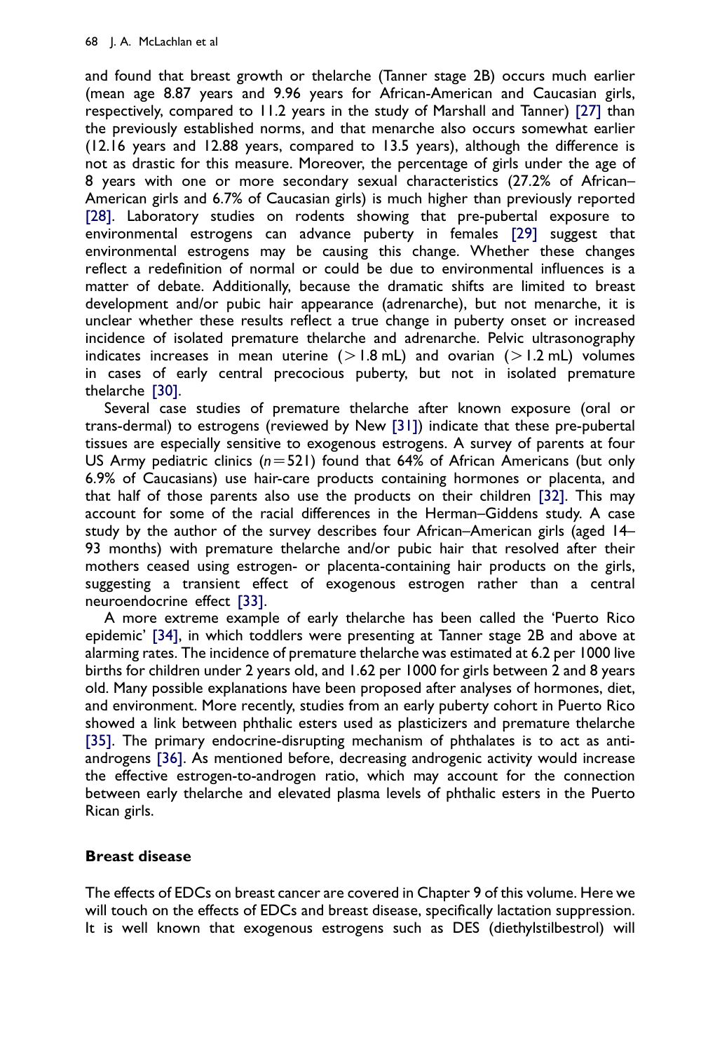and found that breast growth or thelarche (Tanner stage 2B) occurs much earlier (mean age 8.87 years and 9.96 years for African-American and Caucasian girls, respectively, compared to 11.2 years in the study of Marshall and Tanner) [27] than the previously established norms, and that menarche also occurs somewhat earlier (12.16 years and 12.88 years, compared to 13.5 years), although the difference is not as drastic for this measure. Moreover, the percentage of girls under the age of 8 years with one or more secondary sexual characteristics (27.2% of African–American girls and 6.7% of Caucasian girls) is much higher than previously reported [28]. Laboratory studies on rodents showing that pre-pubertal exposure to environmental estrogens can advance puberty in females [29] suggest that environmental estrogens may be causing this change. Whether these changes reflect a redefinition of normal or could be due to environmental influences is a matter of debate. Additionally, because the dramatic shifts are limited to breast development and/or pubic hair appearance (adrenarche), but not menarche, it is unclear whether these results reflect a true change in puberty onset or increased incidence of isolated premature thelarche and adrenarche. Pelvic ultrasonography indicates increases in mean uterine (> 1.8 mL) and ovarian (> 1.2 mL) volumes in cases of early central precocious puberty, but not in isolated premature thelarche [30].

Several case studies of premature thelarche after known exposure (oral or trans-dermal) to estrogens (reviewed by New [31]) indicate that these pre-pubertal tissues are especially sensitive to exogenous estrogens. A survey of parents at four US Army pediatric clinics ($n = 521$) found that 64% of African Americans (but only 6.9% of Caucasians) use hair-care products containing hormones or placenta, and that half of those parents also use the products on their children [32]. This may account for some of the racial differences in the Herman–Giddens study. A case study by the author of the survey describes four African–American girls (aged 14–93 months) with premature thelarche and/or pubic hair that resolved after their mothers ceased using estrogen- or placenta-containing hair products on the girls, suggesting a transient effect of exogenous estrogen rather than a central neuroendocrine effect [33].

A more extreme example of early thelarche has been called the 'Puerto Rico epidemic' [34], in which toddlers were presenting at Tanner stage 2B and above at alarming rates. The incidence of premature thelarche was estimated at 6.2 per 1000 live births for children under 2 years old, and 1.62 per 1000 for girls between 2 and 8 years old. Many possible explanations have been proposed after analyses of hormones, diet, and environment. More recently, studies from an early puberty cohort in Puerto Rico showed a link between phthalic esters used as plasticizers and premature thelarche [35]. The primary endocrine-disrupting mechanism of phthalates is to act as anti-androgens [36]. As mentioned before, decreasing androgenic activity would increase the effective estrogen-to-androgen ratio, which may account for the connection between early thelarche and elevated plasma levels of phthalic esters in the Puerto Rican girls.

## Breast disease

The effects of EDCs on breast cancer are covered in Chapter 9 of this volume. Here we will touch on the effects of EDCs and breast disease, specifically lactation suppression. It is well known that exogenous estrogens such as DES (diethylstilbestrol) will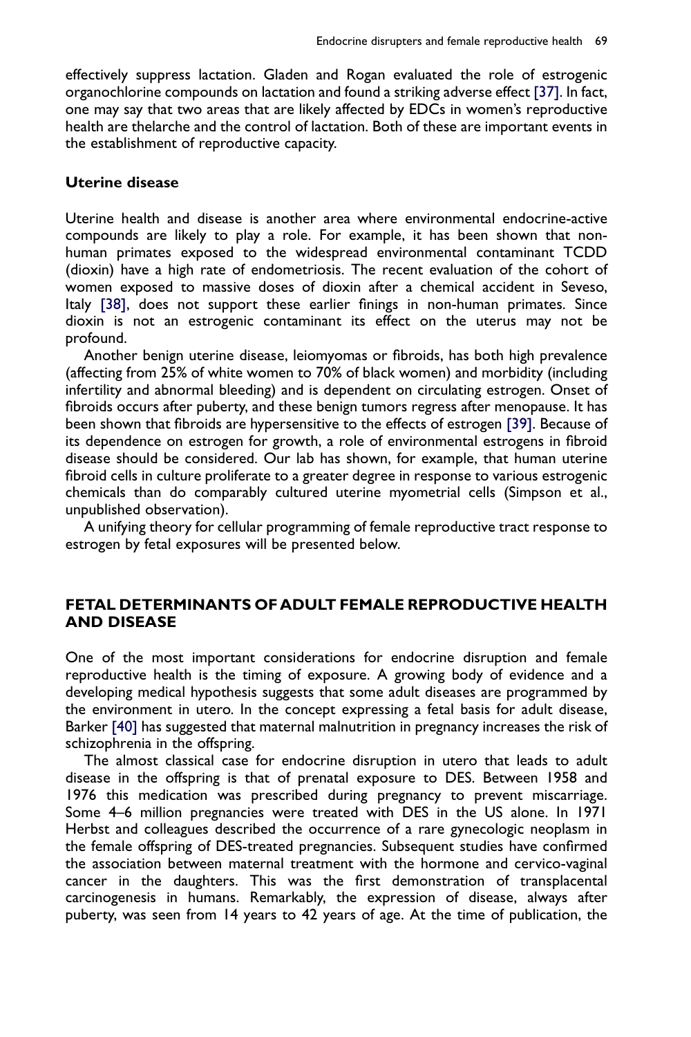effectively suppress lactation. Gladen and Rogan evaluated the role of estrogenic organochlorine compounds on lactation and found a striking adverse effect [37]. In fact, one may say that two areas that are likely affected by EDCs in women's reproductive health are thelarche and the control of lactation. Both of these are important events in the establishment of reproductive capacity.

### Uterine disease

Uterine health and disease is another area where environmental endocrine-active compounds are likely to play a role. For example, it has been shown that non-human primates exposed to the widespread environmental contaminant TCDD (dioxin) have a high rate of endometriosis. The recent evaluation of the cohort of women exposed to massive doses of dioxin after a chemical accident in Seveso, Italy [38], does not support these earlier finings in non-human primates. Since dioxin is not an estrogenic contaminant its effect on the uterus may not be profound.

Another benign uterine disease, leiomyomas or fibroids, has both high prevalence (affecting from 25% of white women to 70% of black women) and morbidity (including infertility and abnormal bleeding) and is dependent on circulating estrogen. Onset of fibroids occurs after puberty, and these benign tumors regress after menopause. It has been shown that fibroids are hypersensitive to the effects of estrogen [39]. Because of its dependence on estrogen for growth, a role of environmental estrogens in fibroid disease should be considered. Our lab has shown, for example, that human uterine fibroid cells in culture proliferate to a greater degree in response to various estrogenic chemicals than do comparably cultured uterine myometrial cells (Simpson et al., unpublished observation).

A unifying theory for cellular programming of female reproductive tract response to estrogen by fetal exposures will be presented below.

## FETAL DETERMINANTS OF ADULT FEMALE REPRODUCTIVE HEALTH AND DISEASE

One of the most important considerations for endocrine disruption and female reproductive health is the timing of exposure. A growing body of evidence and a developing medical hypothesis suggests that some adult diseases are programmed by the environment in utero. In the concept expressing a fetal basis for adult disease, Barker [40] has suggested that maternal malnutrition in pregnancy increases the risk of schizophrenia in the offspring.

The almost classical case for endocrine disruption in utero that leads to adult disease in the offspring is that of prenatal exposure to DES. Between 1958 and 1976 this medication was prescribed during pregnancy to prevent miscarriage. Some 4–6 million pregnancies were treated with DES in the US alone. In 1971 Herbst and colleagues described the occurrence of a rare gynecologic neoplasm in the female offspring of DES-treated pregnancies. Subsequent studies have confirmed the association between maternal treatment with the hormone and cervico-vaginal cancer in the daughters. This was the first demonstration of transplacental carcinogenesis in humans. Remarkably, the expression of disease, always after puberty, was seen from 14 years to 42 years of age. At the time of publication, the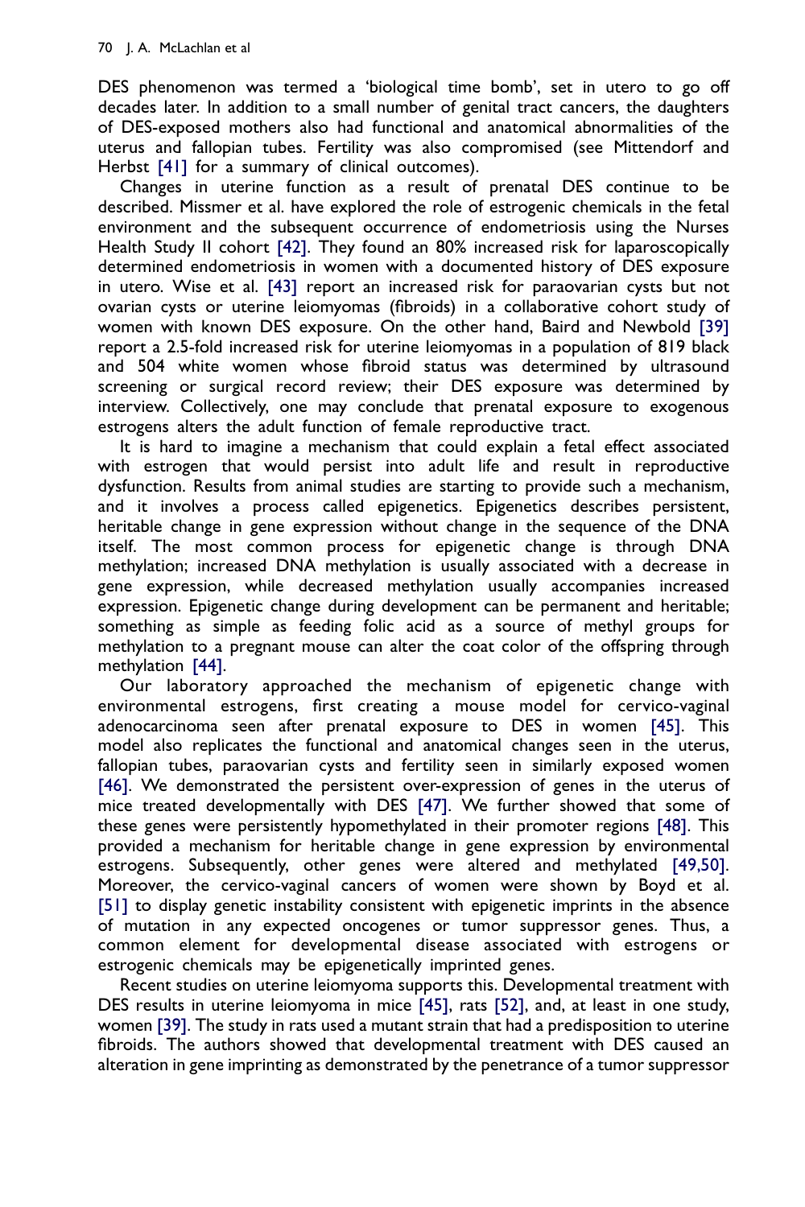DES phenomenon was termed a 'biological time bomb', set in utero to go off decades later. In addition to a small number of genital tract cancers, the daughters of DES-exposed mothers also had functional and anatomical abnormalities of the uterus and fallopian tubes. Fertility was also compromised (see Mittendorf and Herbst [41] for a summary of clinical outcomes).

Changes in uterine function as a result of prenatal DES continue to be described. Missmer et al. have explored the role of estrogenic chemicals in the fetal environment and the subsequent occurrence of endometriosis using the Nurses Health Study II cohort [42]. They found an 80% increased risk for laparoscopically determined endometriosis in women with a documented history of DES exposure in utero. Wise et al. [43] report an increased risk for paraovarian cysts but not ovarian cysts or uterine leiomyomas (fibroids) in a collaborative cohort study of women with known DES exposure. On the other hand, Baird and Newbold [39] report a 2.5-fold increased risk for uterine leiomyomas in a population of 819 black and 504 white women whose fibroid status was determined by ultrasound screening or surgical record review; their DES exposure was determined by interview. Collectively, one may conclude that prenatal exposure to exogenous estrogens alters the adult function of female reproductive tract.

It is hard to imagine a mechanism that could explain a fetal effect associated with estrogen that would persist into adult life and result in reproductive dysfunction. Results from animal studies are starting to provide such a mechanism, and it involves a process called epigenetics. Epigenetics describes persistent, heritable change in gene expression without change in the sequence of the DNA itself. The most common process for epigenetic change is through DNA methylation; increased DNA methylation is usually associated with a decrease in gene expression, while decreased methylation usually accompanies increased expression. Epigenetic change during development can be permanent and heritable; something as simple as feeding folic acid as a source of methyl groups for methylation to a pregnant mouse can alter the coat color of the offspring through methylation [44].

Our laboratory approached the mechanism of epigenetic change with environmental estrogens, first creating a mouse model for cervico-vaginal adenocarcinoma seen after prenatal exposure to DES in women [45]. This model also replicates the functional and anatomical changes seen in the uterus, fallopian tubes, paraovarian cysts and fertility seen in similarly exposed women [46]. We demonstrated the persistent over-expression of genes in the uterus of mice treated developmentally with DES [47]. We further showed that some of these genes were persistently hypomethylated in their promoter regions [48]. This provided a mechanism for heritable change in gene expression by environmental estrogens. Subsequently, other genes were altered and methylated [49,50]. Moreover, the cervico-vaginal cancers of women were shown by Boyd et al. [51] to display genetic instability consistent with epigenetic imprints in the absence of mutation in any expected oncogenes or tumor suppressor genes. Thus, a common element for developmental disease associated with estrogens or estrogenic chemicals may be epigenetically imprinted genes.

Recent studies on uterine leiomyoma supports this. Developmental treatment with DES results in uterine leiomyoma in mice [45], rats [52], and, at least in one study, women [39]. The study in rats used a mutant strain that had a predisposition to uterine fibroids. The authors showed that developmental treatment with DES caused an alteration in gene imprinting as demonstrated by the penetrance of a tumor suppressor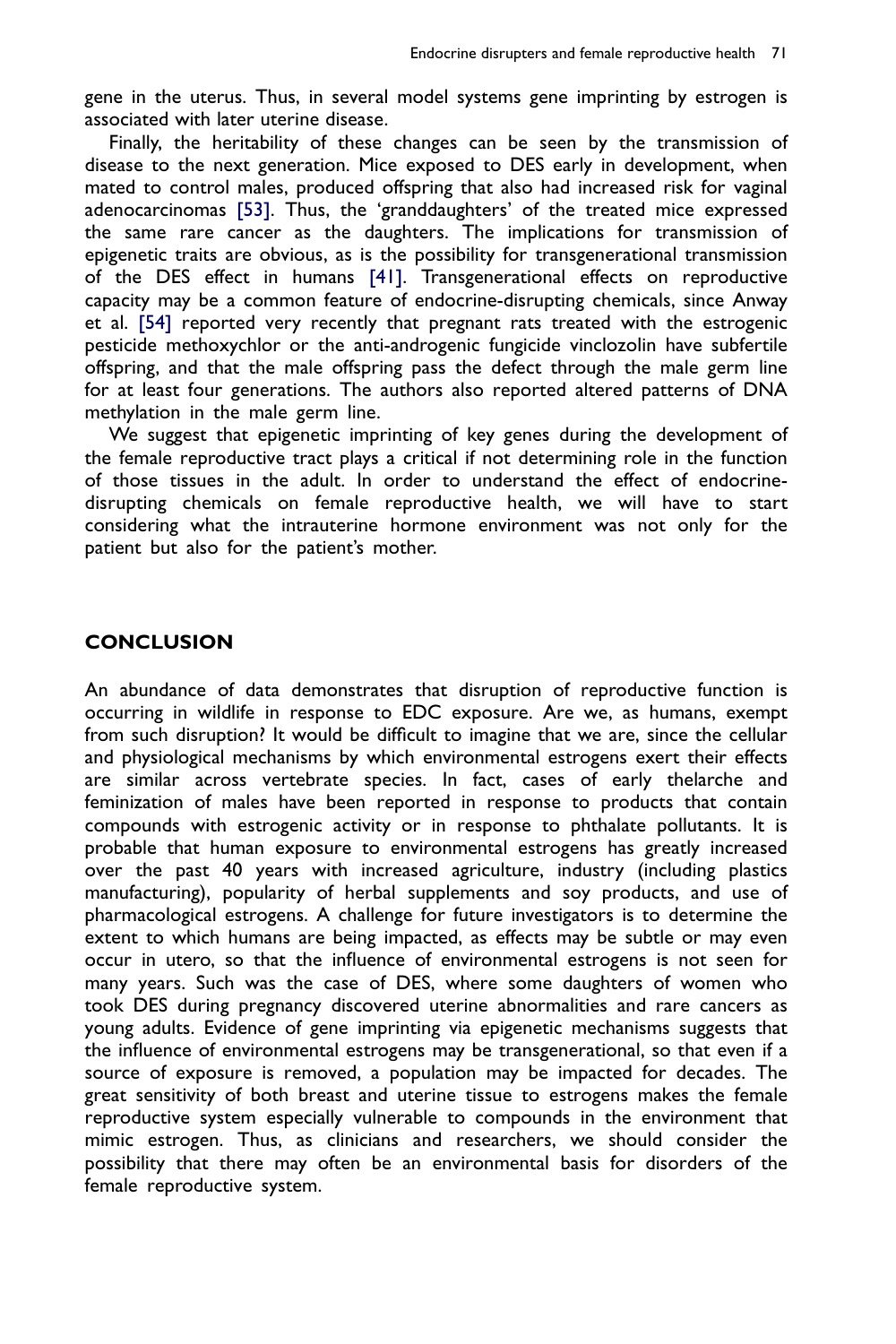gene in the uterus. Thus, in several model systems gene imprinting by estrogen is associated with later uterine disease.

Finally, the heritability of these changes can be seen by the transmission of disease to the next generation. Mice exposed to DES early in development, when mated to control males, produced offspring that also had increased risk for vaginal adenocarcinomas [53]. Thus, the 'granddaughters' of the treated mice expressed the same rare cancer as the daughters. The implications for transmission of epigenetic traits are obvious, as is the possibility for transgenerational transmission of the DES effect in humans [41]. Transgenerational effects on reproductive capacity may be a common feature of endocrine-disrupting chemicals, since Anway et al. [54] reported very recently that pregnant rats treated with the estrogenic pesticide methoxychlor or the anti-androgenic fungicide vinclozolin have subfertile offspring, and that the male offspring pass the defect through the male germ line for at least four generations. The authors also reported altered patterns of DNA methylation in the male germ line.

We suggest that epigenetic imprinting of key genes during the development of the female reproductive tract plays a critical if not determining role in the function of those tissues in the adult. In order to understand the effect of endocrine-disrupting chemicals on female reproductive health, we will have to start considering what the intrauterine hormone environment was not only for the patient but also for the patient's mother.

## CONCLUSION

An abundance of data demonstrates that disruption of reproductive function is occurring in wildlife in response to EDC exposure. Are we, as humans, exempt from such disruption? It would be difficult to imagine that we are, since the cellular and physiological mechanisms by which environmental estrogens exert their effects are similar across vertebrate species. In fact, cases of early thelarche and feminization of males have been reported in response to products that contain compounds with estrogenic activity or in response to phthalate pollutants. It is probable that human exposure to environmental estrogens has greatly increased over the past 40 years with increased agriculture, industry (including plastics manufacturing), popularity of herbal supplements and soy products, and use of pharmacological estrogens. A challenge for future investigators is to determine the extent to which humans are being impacted, as effects may be subtle or may even occur in utero, so that the influence of environmental estrogens is not seen for many years. Such was the case of DES, where some daughters of women who took DES during pregnancy discovered uterine abnormalities and rare cancers as young adults. Evidence of gene imprinting via epigenetic mechanisms suggests that the influence of environmental estrogens may be transgenerational, so that even if a source of exposure is removed, a population may be impacted for decades. The great sensitivity of both breast and uterine tissue to estrogens makes the female reproductive system especially vulnerable to compounds in the environment that mimic estrogen. Thus, as clinicians and researchers, we should consider the possibility that there may often be an environmental basis for disorders of the female reproductive system.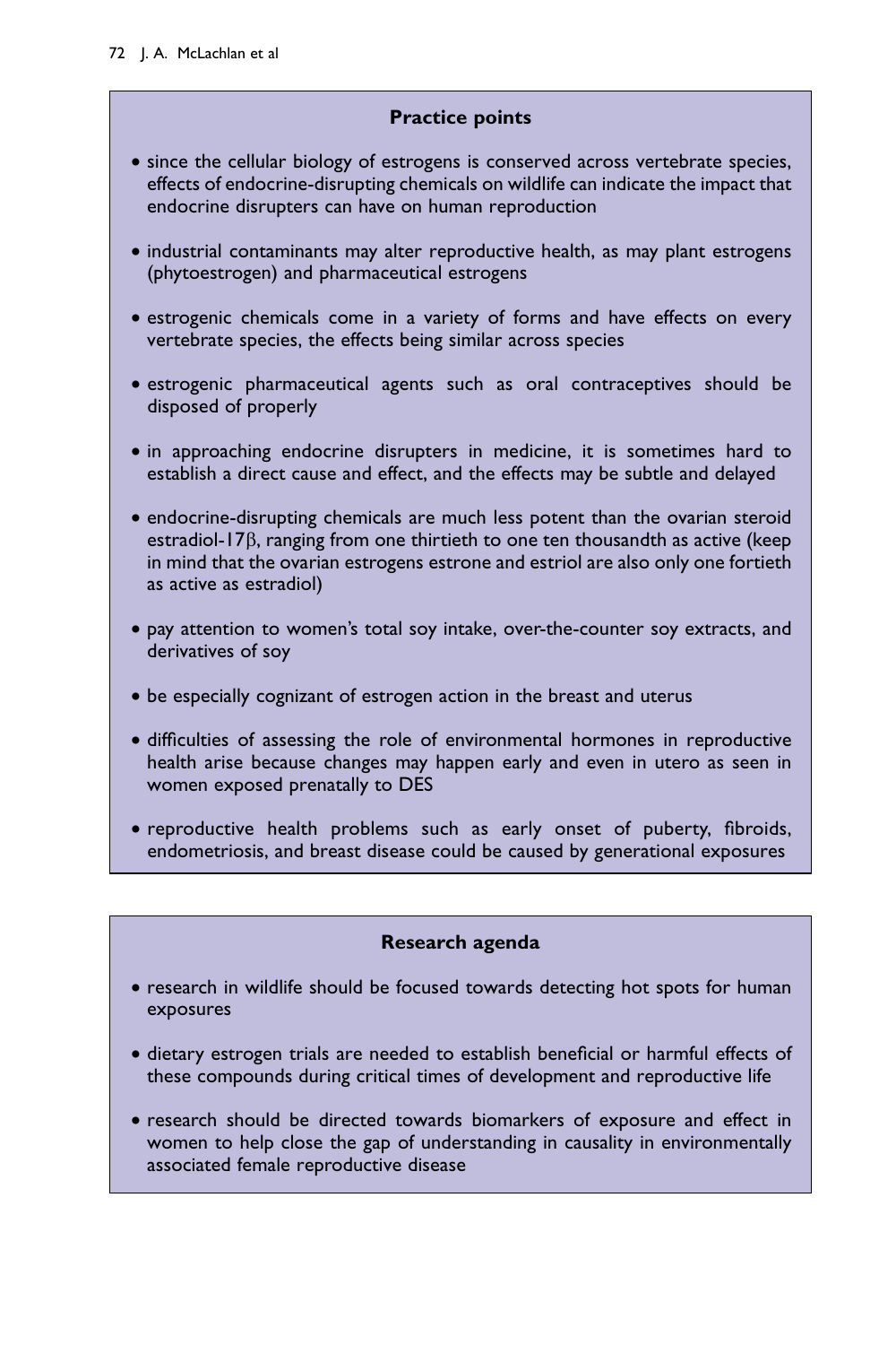## Practice points

- since the cellular biology of estrogens is conserved across vertebrate species, effects of endocrine-disrupting chemicals on wildlife can indicate the impact that endocrine disrupters can have on human reproduction
- industrial contaminants may alter reproductive health, as may plant estrogens (phytoestrogen) and pharmaceutical estrogens
- estrogenic chemicals come in a variety of forms and have effects on every vertebrate species, the effects being similar across species
- estrogenic pharmaceutical agents such as oral contraceptives should be disposed of properly
- in approaching endocrine disrupters in medicine, it is sometimes hard to establish a direct cause and effect, and the effects may be subtle and delayed
- endocrine-disrupting chemicals are much less potent than the ovarian steroid estradiol-17β, ranging from one thirtieth to one ten thousandth as active (keep in mind that the ovarian estrogens estrone and estriol are also only one fortieth as active as estradiol)
- pay attention to women's total soy intake, over-the-counter soy extracts, and derivatives of soy
- be especially cognizant of estrogen action in the breast and uterus
- difficulties of assessing the role of environmental hormones in reproductive health arise because changes may happen early and even in utero as seen in women exposed prenatally to DES
- reproductive health problems such as early onset of puberty, fibroids, endometriosis, and breast disease could be caused by generational exposures

## Research agenda

- research in wildlife should be focused towards detecting hot spots for human exposures
- dietary estrogen trials are needed to establish beneficial or harmful effects of these compounds during critical times of development and reproductive life
- research should be directed towards biomarkers of exposure and effect in women to help close the gap of understanding in causality in environmentally associated female reproductive disease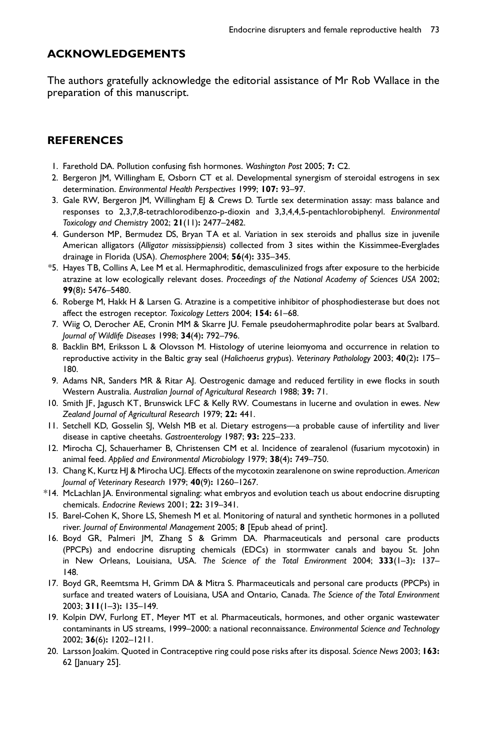## ACKNOWLEDGEMENTS

The authors gratefully acknowledge the editorial assistance of Mr Rob Wallace in the preparation of this manuscript.

## REFERENCES

1. Farethold DA. Pollution confusing fish hormones. *Washington Post* 2005; **7:** C2.
2. Bergeron JM, Willingham E, Osborn CT et al. Developmental synergism of steroidal estrogens in sex determination. *Environmental Health Perspectives* 1999; **107:** 93–97.
3. Gale RW, Bergeron JM, Willingham EJ & Crews D. Turtle sex determination assay: mass balance and responses to 2,3,7,8-tetrachlorodibenzo-p-dioxin and 3,3,4,4,5-pentachlorobiphenyl. *Environmental Toxicology and Chemistry* 2002; **21**(11)**:** 2477–2482.
4. Gunderson MP, Bermudez DS, Bryan TA et al. Variation in sex steroids and phallus size in juvenile American alligators (*Alligator mississippiensis*) collected from 3 sites within the Kissimmee-Everglades drainage in Florida (USA). *Chemosphere* 2004; **56**(4)**:** 335–345.
5. *Hayes TB, Collins A, Lee M et al. Hermaphroditic, demasculinized frogs after exposure to the herbicide atrazine at low ecologically relevant doses. *Proceedings of the National Academy of Sciences USA* 2002; **99**(8)**:** 5476–5480.
6. Roberge M, Hakk H & Larsen G. Atrazine is a competitive inhibitor of phosphodiesterase but does not affect the estrogen receptor. *Toxicology Letters* 2004; **154:** 61–68.
7. Wiig O, Derocher AE, Cronin MM & Skarre JU. Female pseudohermaphrodite polar bears at Svalbard. *Journal of Wildlife Diseases* 1998; **34**(4)**:** 792–796.
8. Backlin BM, Eriksson L & Olovsson M. Histology of uterine leiomyoma and occurrence in relation to reproductive activity in the Baltic gray seal (*Halichoerus grypus*). *Veterinary Pathololog*y 2003; **40**(2)**:** 175–180.
9. Adams NR, Sanders MR & Ritar AJ. Oestrogenic damage and reduced fertility in ewe flocks in south Western Australia. *Australian Journal of Agricultural Research* 1988; **39:** 71.
10. Smith JF, Jagusch KT, Brunswick LFC & Kelly RW. Coumestans in lucerne and ovulation in ewes. *New Zealand Journal of Agricultural Research* 1979; **22:** 441.
11. Setchell KD, Gosselin SJ, Welsh MB et al. Dietary estrogens—a probable cause of infertility and liver disease in captive cheetahs. *Gastroenterology* 1987; **93:** 225–233.
12. Mirocha CJ, Schauerhamer B, Christensen CM et al. Incidence of zearalenol (fusarium mycotoxin) in animal feed. *Applied and Environmental Microbiology* 1979; **38**(4)**:** 749–750.
13. Chang K, Kurtz HJ & Mirocha UCJ. Effects of the mycotoxin zearalenone on swine reproduction. *American Journal of Veterinary Research* 1979; **40**(9)**:** 1260–1267.
14. *McLachlan JA. Environmental signaling: what embryos and evolution teach us about endocrine disrupting chemicals. *Endocrine Reviews* 2001; **22:** 319–341.
15. Barel-Cohen K, Shore LS, Shemesh M et al. Monitoring of natural and synthetic hormones in a polluted river. *Journal of Environmental Management* 2005; **8** [Epub ahead of print].
16. Boyd GR, Palmeri JM, Zhang S & Grimm DA. Pharmaceuticals and personal care products (PPCPs) and endocrine disrupting chemicals (EDCs) in stormwater canals and bayou St. John in New Orleans, Louisiana, USA. *The Science of the Total Environment* 2004; **333**(1–3)**:** 137–148.
17. Boyd GR, Reemtsma H, Grimm DA & Mitra S. Pharmaceuticals and personal care products (PPCPs) in surface and treated waters of Louisiana, USA and Ontario, Canada. *The Science of the Total Environment* 2003; **311**(1–3)**:** 135–149.
19. Kolpin DW, Furlong ET, Meyer MT et al. Pharmaceuticals, hormones, and other organic wastewater contaminants in US streams, 1999–2000: a national reconnaissance. *Environmental Science and Technology* 2002; **36**(6)**:** 1202–1211.
20. Larsson Joakim. Quoted in Contraceptive ring could pose risks after its disposal. *Science News* 2003; **163:** 62 [January 25].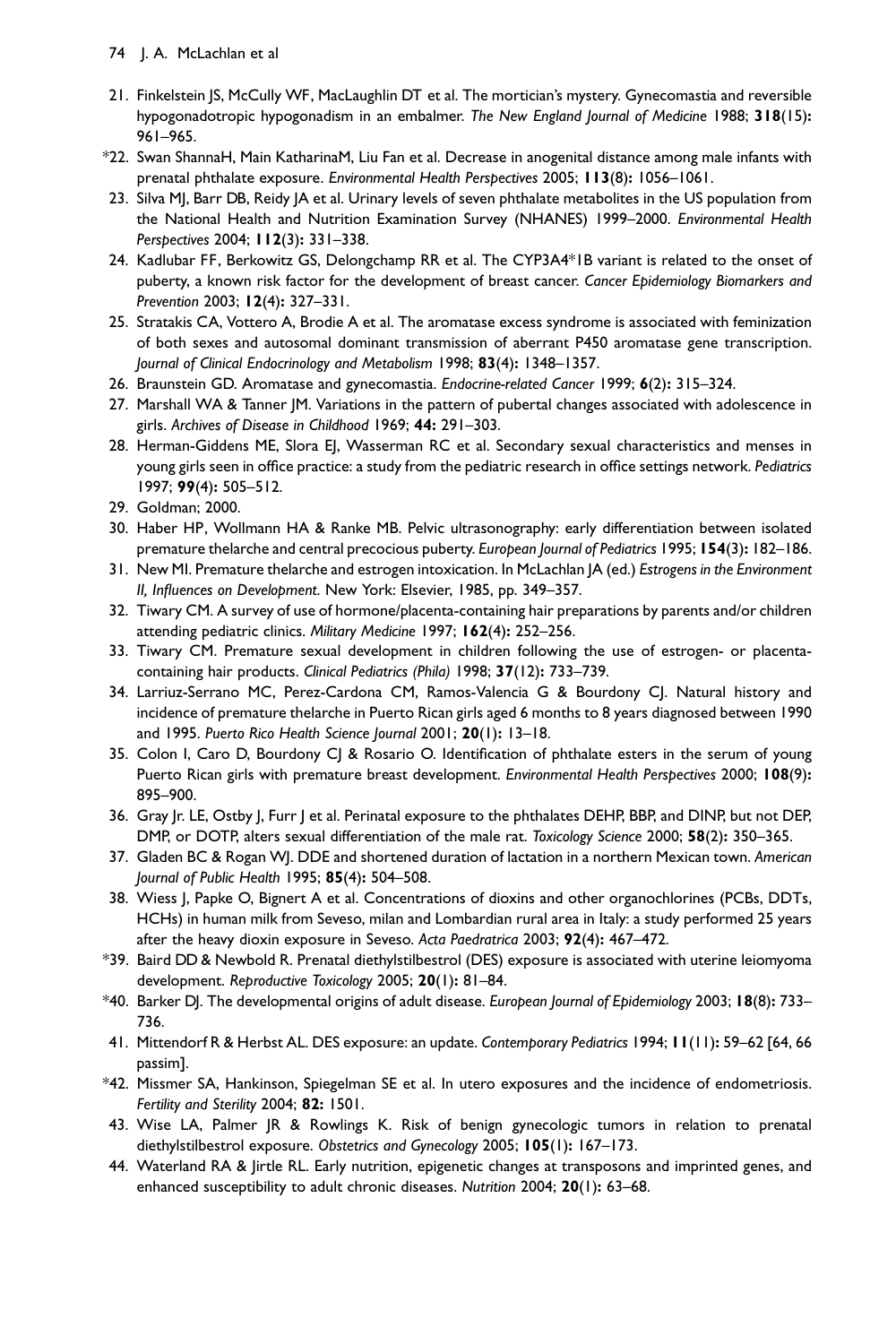21. Finkelstein JS, McCully WF, MacLaughlin DT et al. The mortician's mystery. Gynecomastia and reversible hypogonadotropic hypogonadism in an embalmer. *The New England Journal of Medicine* 1988; **318**(15)**:** 961–965.
*22. Swan ShannaH, Main KatharinaM, Liu Fan et al. Decrease in anogenital distance among male infants with prenatal phthalate exposure. *Environmental Health Perspectives* 2005; **113**(8)**:** 1056–1061.
23. Silva MJ, Barr DB, Reidy JA et al. Urinary levels of seven phthalate metabolites in the US population from the National Health and Nutrition Examination Survey (NHANES) 1999–2000. *Environmental Health Perspectives* 2004; **112**(3)**:** 331–338.
24. Kadlubar FF, Berkowitz GS, Delongchamp RR et al. The CYP3A4*1B variant is related to the onset of puberty, a known risk factor for the development of breast cancer. *Cancer Epidemiology Biomarkers and Prevention* 2003; **12**(4)**:** 327–331.
25. Stratakis CA, Vottero A, Brodie A et al. The aromatase excess syndrome is associated with feminization of both sexes and autosomal dominant transmission of aberrant P450 aromatase gene transcription. *Journal of Clinical Endocrinology and Metabolism* 1998; **83**(4)**:** 1348–1357.
26. Braunstein GD. Aromatase and gynecomastia. *Endocrine-related Cancer* 1999; **6**(2)**:** 315–324.
27. Marshall WA & Tanner JM. Variations in the pattern of pubertal changes associated with adolescence in girls. *Archives of Disease in Childhood* 1969; **44:** 291–303.
28. Herman-Giddens ME, Slora EJ, Wasserman RC et al. Secondary sexual characteristics and menses in young girls seen in office practice: a study from the pediatric research in office settings network. *Pediatrics* 1997; **99**(4)**:** 505–512.
29. Goldman; 2000.
30. Haber HP, Wollmann HA & Ranke MB. Pelvic ultrasonography: early differentiation between isolated premature thelarche and central precocious puberty. *European Journal of Pediatrics* 1995; **154**(3)**:** 182–186.
31. New MI. Premature thelarche and estrogen intoxication. In McLachlan JA (ed.) *Estrogens in the Environment II, Influences on Development*. New York: Elsevier, 1985, pp. 349–357.
32. Tiwary CM. A survey of use of hormone/placenta-containing hair preparations by parents and/or children attending pediatric clinics. *Military Medicine* 1997; **162**(4)**:** 252–256.
33. Tiwary CM. Premature sexual development in children following the use of estrogen- or placenta-containing hair products. *Clinical Pediatrics (Phila)* 1998; **37**(12)**:** 733–739.
34. Larriuz-Serrano MC, Perez-Cardona CM, Ramos-Valencia G & Bourdony CJ. Natural history and incidence of premature thelarche in Puerto Rican girls aged 6 months to 8 years diagnosed between 1990 and 1995. *Puerto Rico Health Science Journal* 2001; **20**(1)**:** 13–18.
35. Colon I, Caro D, Bourdony CJ & Rosario O. Identification of phthalate esters in the serum of young Puerto Rican girls with premature breast development. *Environmental Health Perspectives* 2000; **108**(9)**:** 895–900.
36. Gray Jr. LE, Ostby J, Furr J et al. Perinatal exposure to the phthalates DEHP, BBP, and DINP, but not DEP, DMP, or DOTP, alters sexual differentiation of the male rat. *Toxicology Science* 2000; **58**(2)**:** 350–365.
37. Gladen BC & Rogan WJ. DDE and shortened duration of lactation in a northern Mexican town. *American Journal of Public Health* 1995; **85**(4)**:** 504–508.
38. Wiess J, Papke O, Bignert A et al. Concentrations of dioxins and other organochlorines (PCBs, DDTs, HCHs) in human milk from Seveso, milan and Lombardian rural area in Italy: a study performed 25 years after the heavy dioxin exposure in Seveso. *Acta Paedratrica* 2003; **92**(4)**:** 467–472.
*39. Baird DD & Newbold R. Prenatal diethylstilbestrol (DES) exposure is associated with uterine leiomyoma development. *Reproductive Toxicology* 2005; **20**(1)**:** 81–84.
*40. Barker DJ. The developmental origins of adult disease. *European Journal of Epidemiology* 2003; **18**(8)**:** 733–736.
41. Mittendorf R & Herbst AL. DES exposure: an update. *Contemporary Pediatrics* 1994; **11**(11)**:** 59–62 [64, 66 passim].
*42. Missmer SA, Hankinson, Spiegelman SE et al. In utero exposures and the incidence of endometriosis. *Fertility and Sterility* 2004; **82:** 1501.
43. Wise LA, Palmer JR & Rowlings K. Risk of benign gynecologic tumors in relation to prenatal diethylstilbestrol exposure. *Obstetrics and Gynecology* 2005; **105**(1)**:** 167–173.
44. Waterland RA & Jirtle RL. Early nutrition, epigenetic changes at transposons and imprinted genes, and enhanced susceptibility to adult chronic diseases. *Nutrition* 2004; **20**(1)**:** 63–68.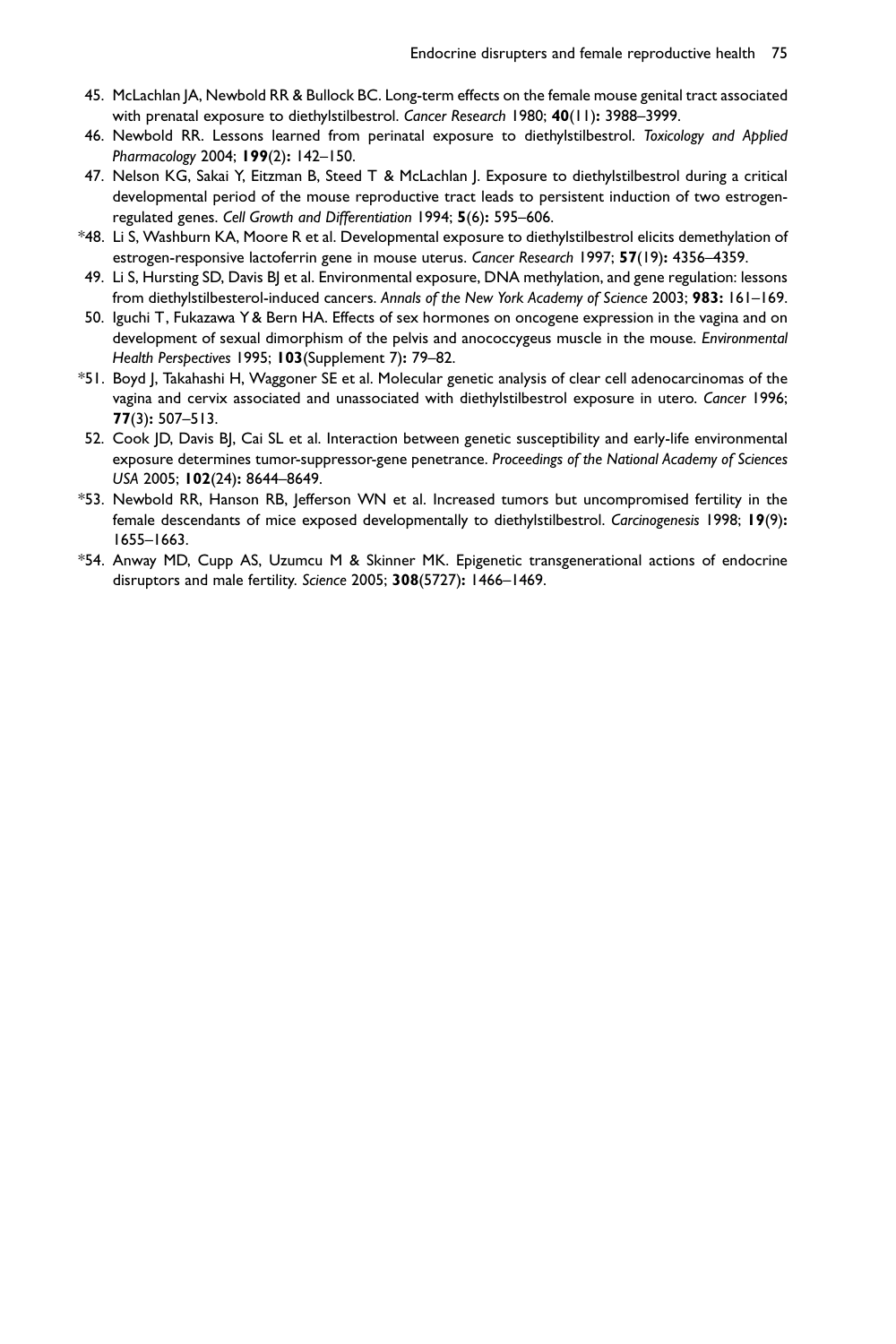45. McLachlan JA, Newbold RR & Bullock BC. Long-term effects on the female mouse genital tract associated with prenatal exposure to diethylstilbestrol. *Cancer Research* 1980; **40**(11)**:** 3988–3999.
46. Newbold RR. Lessons learned from perinatal exposure to diethylstilbestrol. *Toxicology and Applied Pharmacology* 2004; **199**(2)**:** 142–150.
47. Nelson KG, Sakai Y, Eitzman B, Steed T & McLachlan J. Exposure to diethylstilbestrol during a critical developmental period of the mouse reproductive tract leads to persistent induction of two estrogen-regulated genes. *Cell Growth and Differentiation* 1994; **5**(6)**:** 595–606.

*48. Li S, Washburn KA, Moore R et al. Developmental exposure to diethylstilbestrol elicits demethylation of estrogen-responsive lactoferrin gene in mouse uterus. *Cancer Research* 1997; **57**(19)**:** 4356–4359.

49. Li S, Hursting SD, Davis BJ et al. Environmental exposure, DNA methylation, and gene regulation: lessons from diethylstilbesterol-induced cancers. *Annals of the New York Academy of Science* 2003; **983:** 161–169.
50. Iguchi T, Fukazawa Y & Bern HA. Effects of sex hormones on oncogene expression in the vagina and on development of sexual dimorphism of the pelvis and anococcygeus muscle in the mouse. *Environmental Health Perspectives* 1995; **103**(Supplement 7)**:** 79–82.

*51. Boyd J, Takahashi H, Waggoner SE et al. Molecular genetic analysis of clear cell adenocarcinomas of the vagina and cervix associated and unassociated with diethylstilbestrol exposure in utero. *Cancer* 1996; **77**(3)**:** 507–513.

52. Cook JD, Davis BJ, Cai SL et al. Interaction between genetic susceptibility and early-life environmental exposure determines tumor-suppressor-gene penetrance. *Proceedings of the National Academy of Sciences USA* 2005; **102**(24)**:** 8644–8649.

*53. Newbold RR, Hanson RB, Jefferson WN et al. Increased tumors but uncompromised fertility in the female descendants of mice exposed developmentally to diethylstilbestrol. *Carcinogenesis* 1998; **19**(9)**:** 1655–1663.

*54. Anway MD, Cupp AS, Uzumcu M & Skinner MK. Epigenetic transgenerational actions of endocrine disruptors and male fertility. *Science* 2005; **308**(5727)**:** 1466–1469.